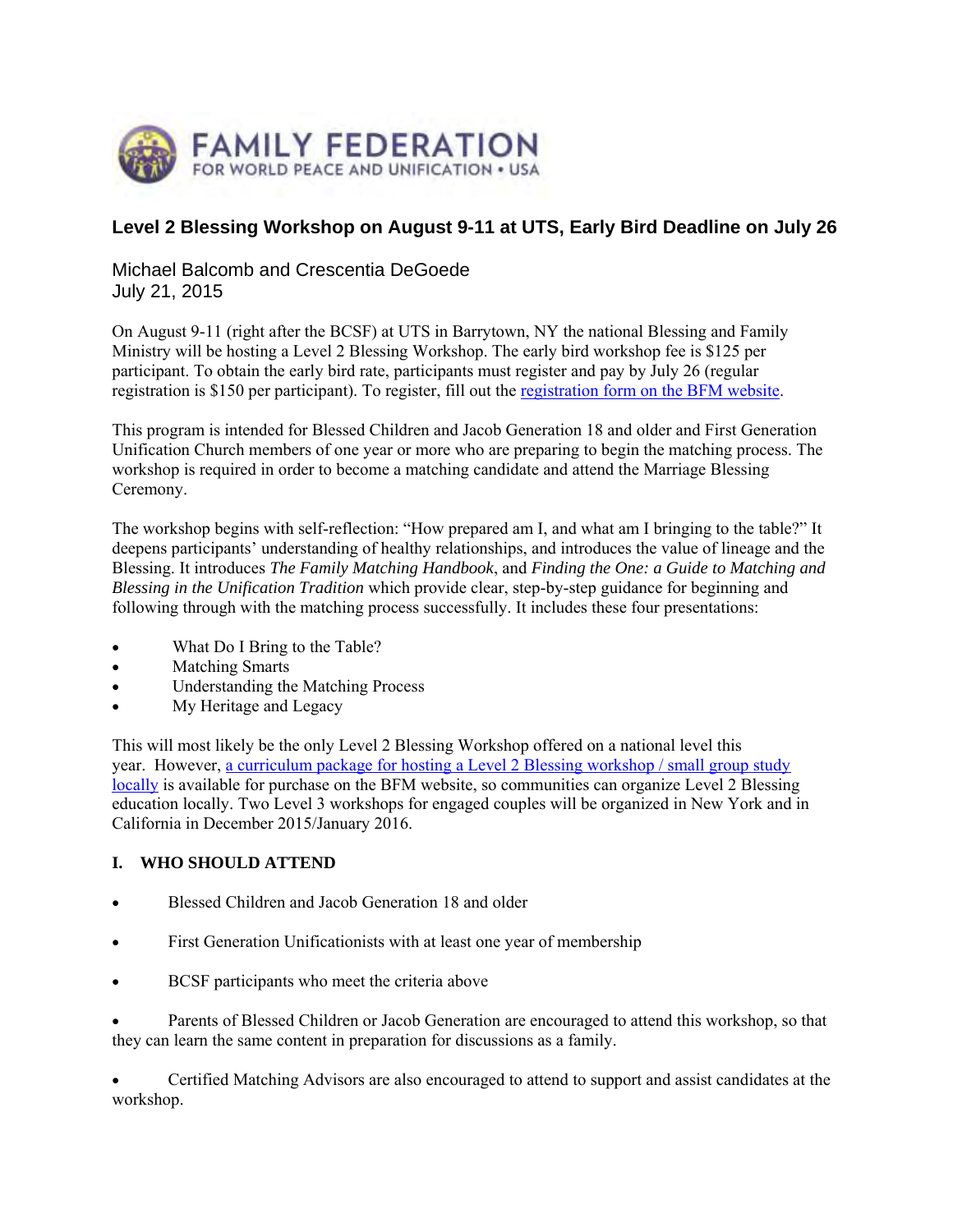FAMILY FEDERATION
FOR WORLD PEACE AND UNIFICATION • USA

# Level 2 Blessing Workshop on August 9-11 at UTS, Early Bird Deadline on July 26

Michael Balcomb and Crescentia DeGoede
July 21, 2015

On August 9-11 (right after the BCSF) at UTS in Barrytown, NY the national Blessing and Family Ministry will be hosting a Level 2 Blessing Workshop. The early bird workshop fee is $125 per participant. To obtain the early bird rate, participants must register and pay by July 26 (regular registration is $150 per participant). To register, fill out the registration form on the BFM website.

This program is intended for Blessed Children and Jacob Generation 18 and older and First Generation Unification Church members of one year or more who are preparing to begin the matching process. The workshop is required in order to become a matching candidate and attend the Marriage Blessing Ceremony.

The workshop begins with self-reflection: "How prepared am I, and what am I bringing to the table?" It deepens participants' understanding of healthy relationships, and introduces the value of lineage and the Blessing. It introduces *The Family Matching Handbook*, and *Finding the One: a Guide to Matching and Blessing in the Unification Tradition* which provide clear, step-by-step guidance for beginning and following through with the matching process successfully. It includes these four presentations:

- What Do I Bring to the Table?
- Matching Smarts
- Understanding the Matching Process
- My Heritage and Legacy

This will most likely be the only Level 2 Blessing Workshop offered on a national level this year. However, a curriculum package for hosting a Level 2 Blessing workshop / small group study locally is available for purchase on the BFM website, so communities can organize Level 2 Blessing education locally. Two Level 3 workshops for engaged couples will be organized in New York and in California in December 2015/January 2016.

## I. WHO SHOULD ATTEND

- Blessed Children and Jacob Generation 18 and older
- First Generation Unificationists with at least one year of membership
- BCSF participants who meet the criteria above
- Parents of Blessed Children or Jacob Generation are encouraged to attend this workshop, so that they can learn the same content in preparation for discussions as a family.
- Certified Matching Advisors are also encouraged to attend to support and assist candidates at the workshop.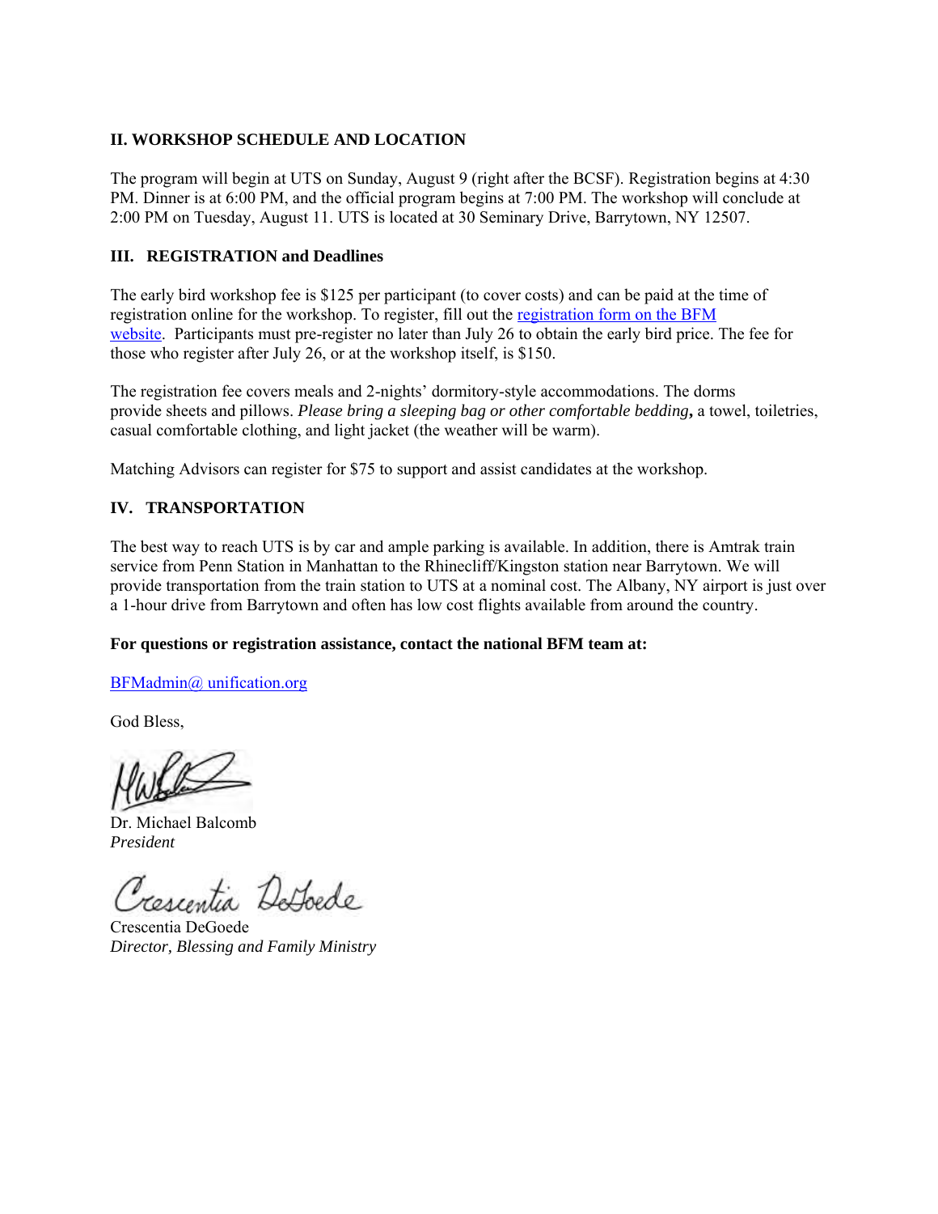**II. WORKSHOP SCHEDULE AND LOCATION**

The program will begin at UTS on Sunday, August 9 (right after the BCSF). Registration begins at 4:30 PM. Dinner is at 6:00 PM, and the official program begins at 7:00 PM. The workshop will conclude at 2:00 PM on Tuesday, August 11. UTS is located at 30 Seminary Drive, Barrytown, NY 12507.

**III. REGISTRATION and Deadlines**

The early bird workshop fee is $125 per participant (to cover costs) and can be paid at the time of registration online for the workshop. To register, fill out the registration form on the BFM website. Participants must pre-register no later than July 26 to obtain the early bird price. The fee for those who register after July 26, or at the workshop itself, is $150.

The registration fee covers meals and 2-nights' dormitory-style accommodations. The dorms provide sheets and pillows. *Please bring a sleeping bag or other comfortable bedding,* a towel, toiletries, casual comfortable clothing, and light jacket (the weather will be warm).

Matching Advisors can register for $75 to support and assist candidates at the workshop.

**IV. TRANSPORTATION**

The best way to reach UTS is by car and ample parking is available. In addition, there is Amtrak train service from Penn Station in Manhattan to the Rhinecliff/Kingston station near Barrytown. We will provide transportation from the train station to UTS at a nominal cost. The Albany, NY airport is just over a 1-hour drive from Barrytown and often has low cost flights available from around the country.

**For questions or registration assistance, contact the national BFM team at:**

BFMadmin@ unification.org

God Bless,

Dr. Michael Balcomb
*President*

Crescentia DeGoede
*Director, Blessing and Family Ministry*